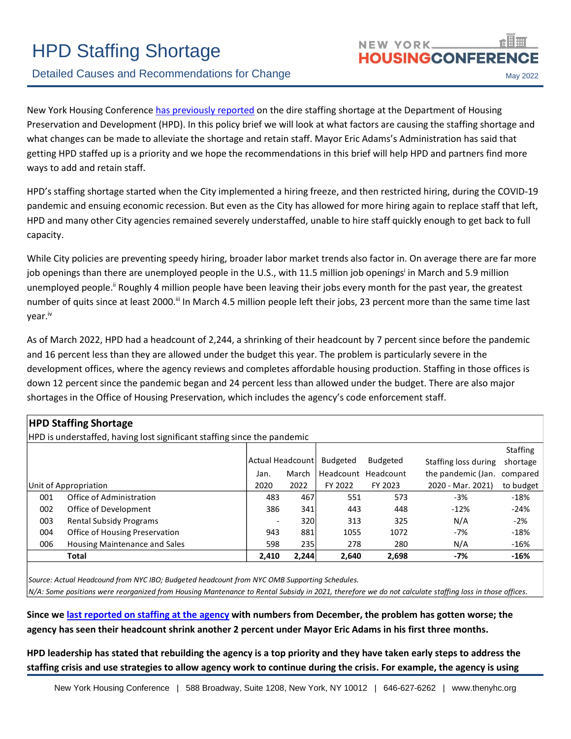# HPD Staffing Shortage

## Detailed Causes and Recommendations for Change

May 2022

New York Housing Conference has previously reported on the dire staffing shortage at the Department of Housing Preservation and Development (HPD). In this policy brief we will look at what factors are causing the staffing shortage and what changes can be made to alleviate the shortage and retain staff. Mayor Eric Adams's Administration has said that getting HPD staffed up is a priority and we hope the recommendations in this brief will help HPD and partners find more ways to add and retain staff.

HPD's staffing shortage started when the City implemented a hiring freeze, and then restricted hiring, during the COVID-19 pandemic and ensuing economic recession. But even as the City has allowed for more hiring again to replace staff that left, HPD and many other City agencies remained severely understaffed, unable to hire staff quickly enough to get back to full capacity.

While City policies are preventing speedy hiring, broader labor market trends also factor in. On average there are far more job openings than there are unemployed people in the U.S., with 11.5 million job openings[i] in March and 5.9 million unemployed people.[ii] Roughly 4 million people have been leaving their jobs every month for the past year, the greatest number of quits since at least 2000.[iii] In March 4.5 million people left their jobs, 23 percent more than the same time last year.[iv]

As of March 2022, HPD had a headcount of 2,244, a shrinking of their headcount by 7 percent since before the pandemic and 16 percent less than they are allowed under the budget this year. The problem is particularly severe in the development offices, where the agency reviews and completes affordable housing production. Staffing in those offices is down 12 percent since the pandemic began and 24 percent less than allowed under the budget. There are also major shortages in the Office of Housing Preservation, which includes the agency's code enforcement staff.

**HPD Staffing Shortage**

HPD is understaffed, having lost significant staffing since the pandemic

| Unit of Appropriation | | Actual Headcount Jan. 2020 | Actual Headcount March 2022 | Budgeted Headcount FY 2022 | Budgeted Headcount FY 2023 | Staffing loss during the pandemic (Jan. 2020 - Mar. 2021) | Staffing shortage compared to budget |
|---|---|---|---|---|---|---|---|
| 001 | Office of Administration | 483 | 467 | 551 | 573 | -3% | -18% |
| 002 | Office of Development | 386 | 341 | 443 | 448 | -12% | -24% |
| 003 | Rental Subsidy Programs | - | 320 | 313 | 325 | N/A | -2% |
| 004 | Office of Housing Preservation | 943 | 881 | 1055 | 1072 | -7% | -18% |
| 006 | Housing Maintenance and Sales | 598 | 235 | 278 | 280 | N/A | -16% |
| | **Total** | **2,410** | **2,244** | **2,640** | **2,698** | **-7%** | **-16%** |

*Source: Actual Headcound from NYC IBO; Budgeted headcount from NYC OMB Supporting Schedules.*
*N/A: Some positions were reorganized from Housing Mantenance to Rental Subsidy in 2021, therefore we do not calculate staffing loss in those offices.*

**Since we last reported on staffing at the agency with numbers from December, the problem has gotten worse; the agency has seen their headcount shrink another 2 percent under Mayor Eric Adams in his first three months.**

**HPD leadership has stated that rebuilding the agency is a top priority and they have taken early steps to address the staffing crisis and use strategies to allow agency work to continue during the crisis. For example, the agency is using**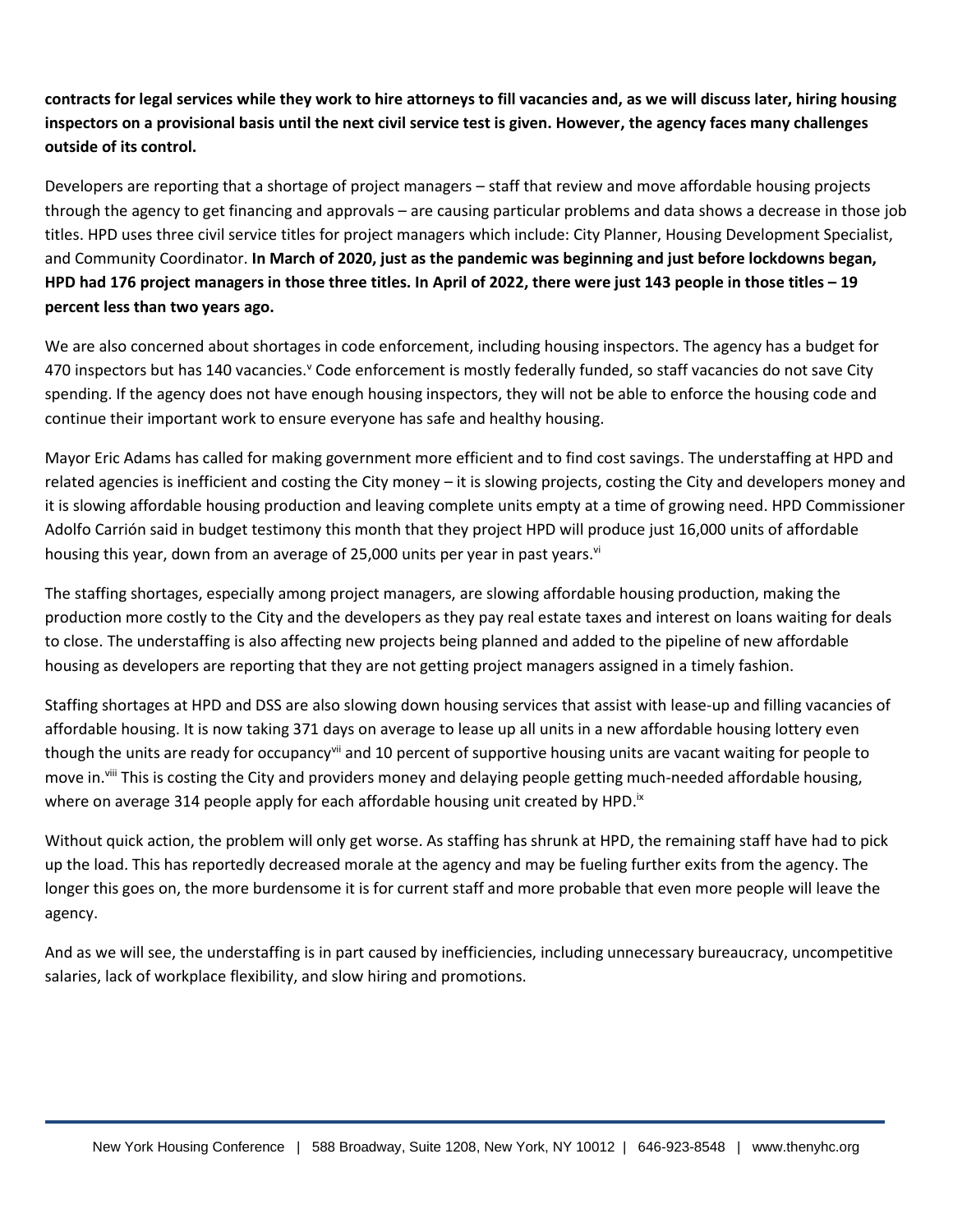**contracts for legal services while they work to hire attorneys to fill vacancies and, as we will discuss later, hiring housing inspectors on a provisional basis until the next civil service test is given. However, the agency faces many challenges outside of its control.**

Developers are reporting that a shortage of project managers – staff that review and move affordable housing projects through the agency to get financing and approvals – are causing particular problems and data shows a decrease in those job titles. HPD uses three civil service titles for project managers which include: City Planner, Housing Development Specialist, and Community Coordinator. **In March of 2020, just as the pandemic was beginning and just before lockdowns began, HPD had 176 project managers in those three titles. In April of 2022, there were just 143 people in those titles – 19 percent less than two years ago.**

We are also concerned about shortages in code enforcement, including housing inspectors. The agency has a budget for 470 inspectors but has 140 vacancies.[v] Code enforcement is mostly federally funded, so staff vacancies do not save City spending. If the agency does not have enough housing inspectors, they will not be able to enforce the housing code and continue their important work to ensure everyone has safe and healthy housing.

Mayor Eric Adams has called for making government more efficient and to find cost savings. The understaffing at HPD and related agencies is inefficient and costing the City money – it is slowing projects, costing the City and developers money and it is slowing affordable housing production and leaving complete units empty at a time of growing need. HPD Commissioner Adolfo Carrión said in budget testimony this month that they project HPD will produce just 16,000 units of affordable housing this year, down from an average of 25,000 units per year in past years.[vi]

The staffing shortages, especially among project managers, are slowing affordable housing production, making the production more costly to the City and the developers as they pay real estate taxes and interest on loans waiting for deals to close. The understaffing is also affecting new projects being planned and added to the pipeline of new affordable housing as developers are reporting that they are not getting project managers assigned in a timely fashion.

Staffing shortages at HPD and DSS are also slowing down housing services that assist with lease-up and filling vacancies of affordable housing. It is now taking 371 days on average to lease up all units in a new affordable housing lottery even though the units are ready for occupancy[vii] and 10 percent of supportive housing units are vacant waiting for people to move in.[viii] This is costing the City and providers money and delaying people getting much-needed affordable housing, where on average 314 people apply for each affordable housing unit created by HPD.[ix]

Without quick action, the problem will only get worse. As staffing has shrunk at HPD, the remaining staff have had to pick up the load. This has reportedly decreased morale at the agency and may be fueling further exits from the agency. The longer this goes on, the more burdensome it is for current staff and more probable that even more people will leave the agency.

And as we will see, the understaffing is in part caused by inefficiencies, including unnecessary bureaucracy, uncompetitive salaries, lack of workplace flexibility, and slow hiring and promotions.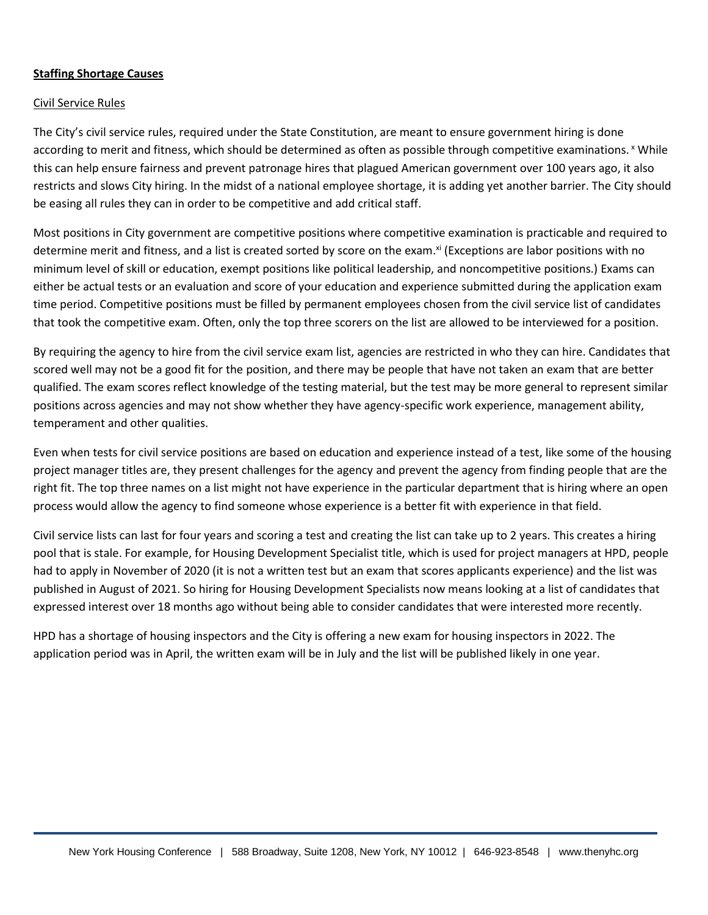**Staffing Shortage Causes**

Civil Service Rules

The City's civil service rules, required under the State Constitution, are meant to ensure government hiring is done according to merit and fitness, which should be determined as often as possible through competitive examinations. [x] While this can help ensure fairness and prevent patronage hires that plagued American government over 100 years ago, it also restricts and slows City hiring. In the midst of a national employee shortage, it is adding yet another barrier. The City should be easing all rules they can in order to be competitive and add critical staff.

Most positions in City government are competitive positions where competitive examination is practicable and required to determine merit and fitness, and a list is created sorted by score on the exam.[xi] (Exceptions are labor positions with no minimum level of skill or education, exempt positions like political leadership, and noncompetitive positions.) Exams can either be actual tests or an evaluation and score of your education and experience submitted during the application exam time period. Competitive positions must be filled by permanent employees chosen from the civil service list of candidates that took the competitive exam. Often, only the top three scorers on the list are allowed to be interviewed for a position.

By requiring the agency to hire from the civil service exam list, agencies are restricted in who they can hire. Candidates that scored well may not be a good fit for the position, and there may be people that have not taken an exam that are better qualified. The exam scores reflect knowledge of the testing material, but the test may be more general to represent similar positions across agencies and may not show whether they have agency-specific work experience, management ability, temperament and other qualities.

Even when tests for civil service positions are based on education and experience instead of a test, like some of the housing project manager titles are, they present challenges for the agency and prevent the agency from finding people that are the right fit. The top three names on a list might not have experience in the particular department that is hiring where an open process would allow the agency to find someone whose experience is a better fit with experience in that field.

Civil service lists can last for four years and scoring a test and creating the list can take up to 2 years. This creates a hiring pool that is stale. For example, for Housing Development Specialist title, which is used for project managers at HPD, people had to apply in November of 2020 (it is not a written test but an exam that scores applicants experience) and the list was published in August of 2021. So hiring for Housing Development Specialists now means looking at a list of candidates that expressed interest over 18 months ago without being able to consider candidates that were interested more recently.

HPD has a shortage of housing inspectors and the City is offering a new exam for housing inspectors in 2022. The application period was in April, the written exam will be in July and the list will be published likely in one year.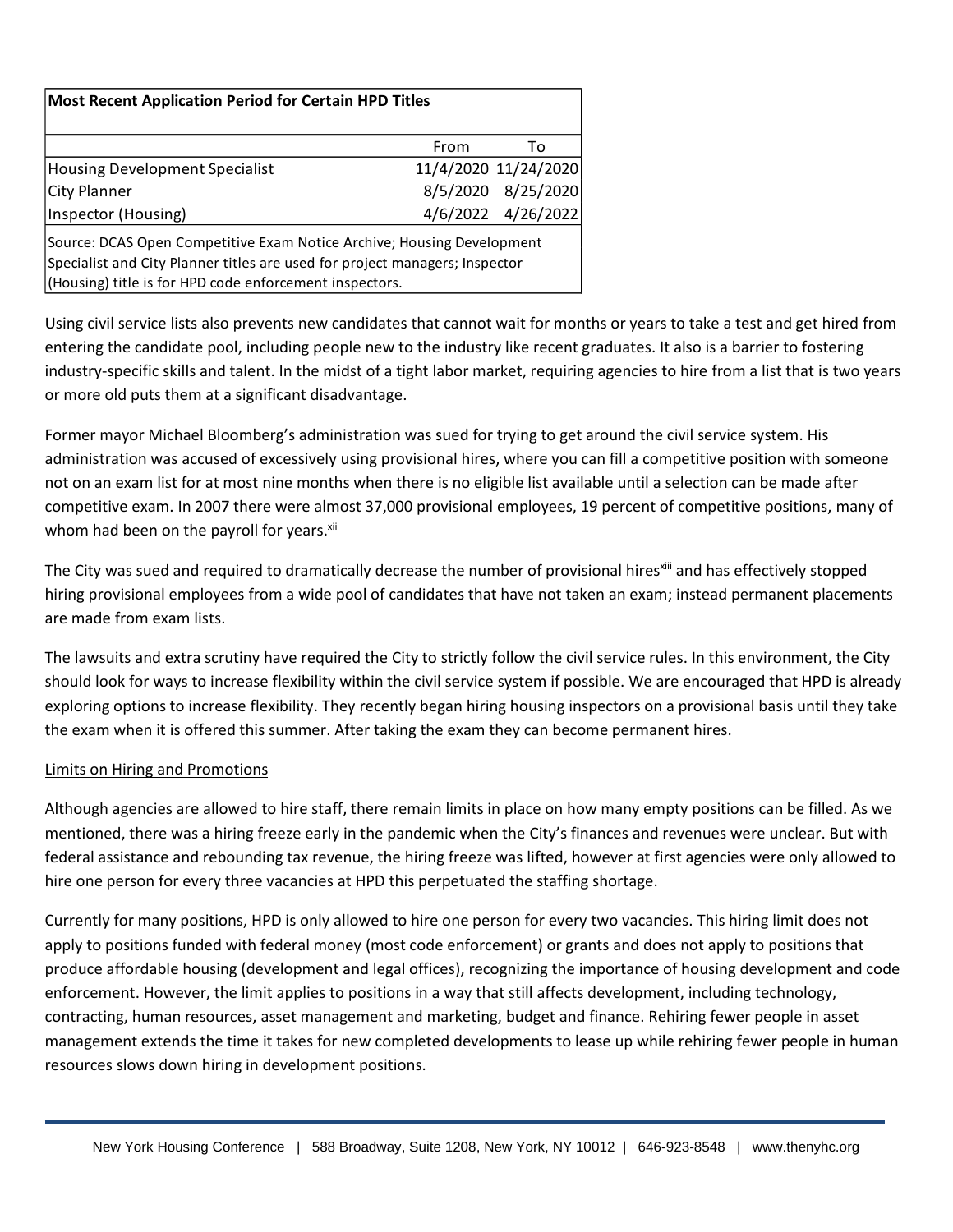| Most Recent Application Period for Certain HPD Titles | | |
|---|---|---|
| | From | To |
| Housing Development Specialist | 11/4/2020 | 11/24/2020 |
| City Planner | 8/5/2020 | 8/25/2020 |
| Inspector (Housing) | 4/6/2022 | 4/26/2022 |

Source: DCAS Open Competitive Exam Notice Archive; Housing Development Specialist and City Planner titles are used for project managers; Inspector (Housing) title is for HPD code enforcement inspectors.

Using civil service lists also prevents new candidates that cannot wait for months or years to take a test and get hired from entering the candidate pool, including people new to the industry like recent graduates. It also is a barrier to fostering industry-specific skills and talent. In the midst of a tight labor market, requiring agencies to hire from a list that is two years or more old puts them at a significant disadvantage.

Former mayor Michael Bloomberg's administration was sued for trying to get around the civil service system. His administration was accused of excessively using provisional hires, where you can fill a competitive position with someone not on an exam list for at most nine months when there is no eligible list available until a selection can be made after competitive exam. In 2007 there were almost 37,000 provisional employees, 19 percent of competitive positions, many of whom had been on the payroll for years.[xii]

The City was sued and required to dramatically decrease the number of provisional hires[xiii] and has effectively stopped hiring provisional employees from a wide pool of candidates that have not taken an exam; instead permanent placements are made from exam lists.

The lawsuits and extra scrutiny have required the City to strictly follow the civil service rules. In this environment, the City should look for ways to increase flexibility within the civil service system if possible. We are encouraged that HPD is already exploring options to increase flexibility. They recently began hiring housing inspectors on a provisional basis until they take the exam when it is offered this summer. After taking the exam they can become permanent hires.

## Limits on Hiring and Promotions

Although agencies are allowed to hire staff, there remain limits in place on how many empty positions can be filled. As we mentioned, there was a hiring freeze early in the pandemic when the City's finances and revenues were unclear. But with federal assistance and rebounding tax revenue, the hiring freeze was lifted, however at first agencies were only allowed to hire one person for every three vacancies at HPD this perpetuated the staffing shortage.

Currently for many positions, HPD is only allowed to hire one person for every two vacancies. This hiring limit does not apply to positions funded with federal money (most code enforcement) or grants and does not apply to positions that produce affordable housing (development and legal offices), recognizing the importance of housing development and code enforcement. However, the limit applies to positions in a way that still affects development, including technology, contracting, human resources, asset management and marketing, budget and finance. Rehiring fewer people in asset management extends the time it takes for new completed developments to lease up while rehiring fewer people in human resources slows down hiring in development positions.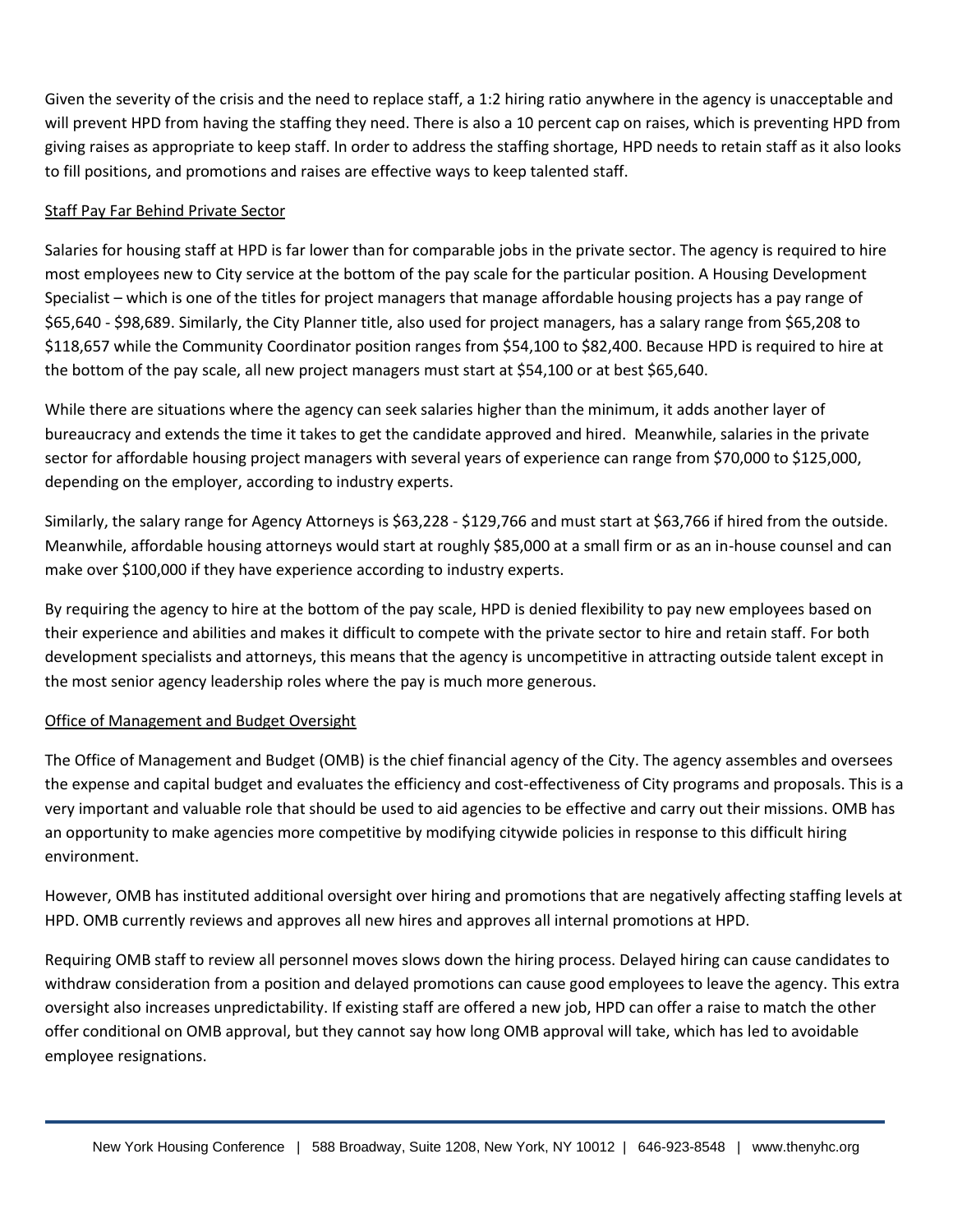Given the severity of the crisis and the need to replace staff, a 1:2 hiring ratio anywhere in the agency is unacceptable and will prevent HPD from having the staffing they need. There is also a 10 percent cap on raises, which is preventing HPD from giving raises as appropriate to keep staff. In order to address the staffing shortage, HPD needs to retain staff as it also looks to fill positions, and promotions and raises are effective ways to keep talented staff.

## Staff Pay Far Behind Private Sector

Salaries for housing staff at HPD is far lower than for comparable jobs in the private sector. The agency is required to hire most employees new to City service at the bottom of the pay scale for the particular position. A Housing Development Specialist – which is one of the titles for project managers that manage affordable housing projects has a pay range of $65,640 - $98,689. Similarly, the City Planner title, also used for project managers, has a salary range from $65,208 to $118,657 while the Community Coordinator position ranges from $54,100 to $82,400. Because HPD is required to hire at the bottom of the pay scale, all new project managers must start at $54,100 or at best $65,640.

While there are situations where the agency can seek salaries higher than the minimum, it adds another layer of bureaucracy and extends the time it takes to get the candidate approved and hired. Meanwhile, salaries in the private sector for affordable housing project managers with several years of experience can range from $70,000 to $125,000, depending on the employer, according to industry experts.

Similarly, the salary range for Agency Attorneys is $63,228 - $129,766 and must start at $63,766 if hired from the outside. Meanwhile, affordable housing attorneys would start at roughly $85,000 at a small firm or as an in-house counsel and can make over $100,000 if they have experience according to industry experts.

By requiring the agency to hire at the bottom of the pay scale, HPD is denied flexibility to pay new employees based on their experience and abilities and makes it difficult to compete with the private sector to hire and retain staff. For both development specialists and attorneys, this means that the agency is uncompetitive in attracting outside talent except in the most senior agency leadership roles where the pay is much more generous.

## Office of Management and Budget Oversight

The Office of Management and Budget (OMB) is the chief financial agency of the City. The agency assembles and oversees the expense and capital budget and evaluates the efficiency and cost-effectiveness of City programs and proposals. This is a very important and valuable role that should be used to aid agencies to be effective and carry out their missions. OMB has an opportunity to make agencies more competitive by modifying citywide policies in response to this difficult hiring environment.

However, OMB has instituted additional oversight over hiring and promotions that are negatively affecting staffing levels at HPD. OMB currently reviews and approves all new hires and approves all internal promotions at HPD.

Requiring OMB staff to review all personnel moves slows down the hiring process. Delayed hiring can cause candidates to withdraw consideration from a position and delayed promotions can cause good employees to leave the agency. This extra oversight also increases unpredictability. If existing staff are offered a new job, HPD can offer a raise to match the other offer conditional on OMB approval, but they cannot say how long OMB approval will take, which has led to avoidable employee resignations.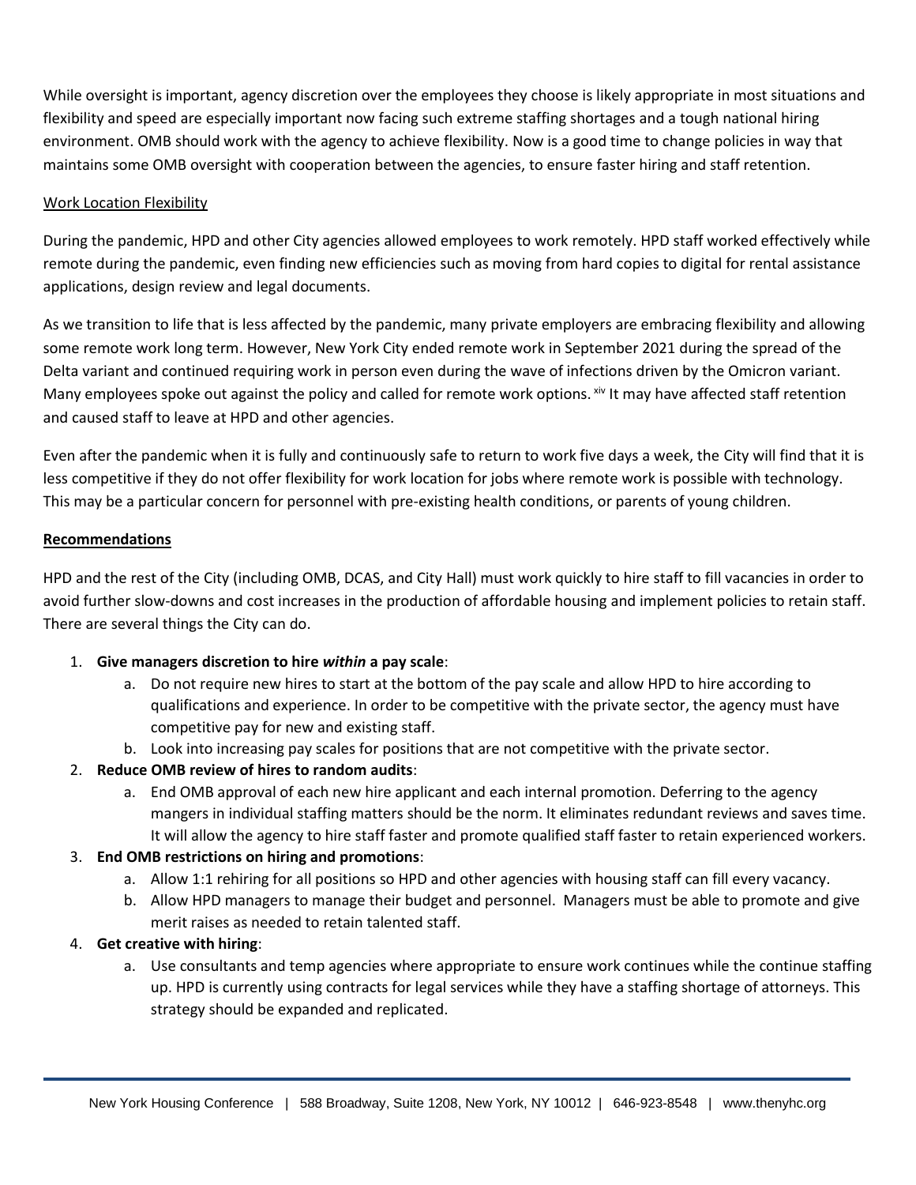While oversight is important, agency discretion over the employees they choose is likely appropriate in most situations and flexibility and speed are especially important now facing such extreme staffing shortages and a tough national hiring environment. OMB should work with the agency to achieve flexibility. Now is a good time to change policies in way that maintains some OMB oversight with cooperation between the agencies, to ensure faster hiring and staff retention.

Work Location Flexibility

During the pandemic, HPD and other City agencies allowed employees to work remotely. HPD staff worked effectively while remote during the pandemic, even finding new efficiencies such as moving from hard copies to digital for rental assistance applications, design review and legal documents.

As we transition to life that is less affected by the pandemic, many private employers are embracing flexibility and allowing some remote work long term. However, New York City ended remote work in September 2021 during the spread of the Delta variant and continued requiring work in person even during the wave of infections driven by the Omicron variant. Many employees spoke out against the policy and called for remote work options.[xiv] It may have affected staff retention and caused staff to leave at HPD and other agencies.

Even after the pandemic when it is fully and continuously safe to return to work five days a week, the City will find that it is less competitive if they do not offer flexibility for work location for jobs where remote work is possible with technology. This may be a particular concern for personnel with pre-existing health conditions, or parents of young children.

**Recommendations**

HPD and the rest of the City (including OMB, DCAS, and City Hall) must work quickly to hire staff to fill vacancies in order to avoid further slow-downs and cost increases in the production of affordable housing and implement policies to retain staff. There are several things the City can do.

1. **Give managers discretion to hire *within* a pay scale**:
   a. Do not require new hires to start at the bottom of the pay scale and allow HPD to hire according to qualifications and experience. In order to be competitive with the private sector, the agency must have competitive pay for new and existing staff.
   b. Look into increasing pay scales for positions that are not competitive with the private sector.
2. **Reduce OMB review of hires to random audits**:
   a. End OMB approval of each new hire applicant and each internal promotion. Deferring to the agency mangers in individual staffing matters should be the norm. It eliminates redundant reviews and saves time. It will allow the agency to hire staff faster and promote qualified staff faster to retain experienced workers.
3. **End OMB restrictions on hiring and promotions**:
   a. Allow 1:1 rehiring for all positions so HPD and other agencies with housing staff can fill every vacancy.
   b. Allow HPD managers to manage their budget and personnel. Managers must be able to promote and give merit raises as needed to retain talented staff.
4. **Get creative with hiring**:
   a. Use consultants and temp agencies where appropriate to ensure work continues while the continue staffing up. HPD is currently using contracts for legal services while they have a staffing shortage of attorneys. This strategy should be expanded and replicated.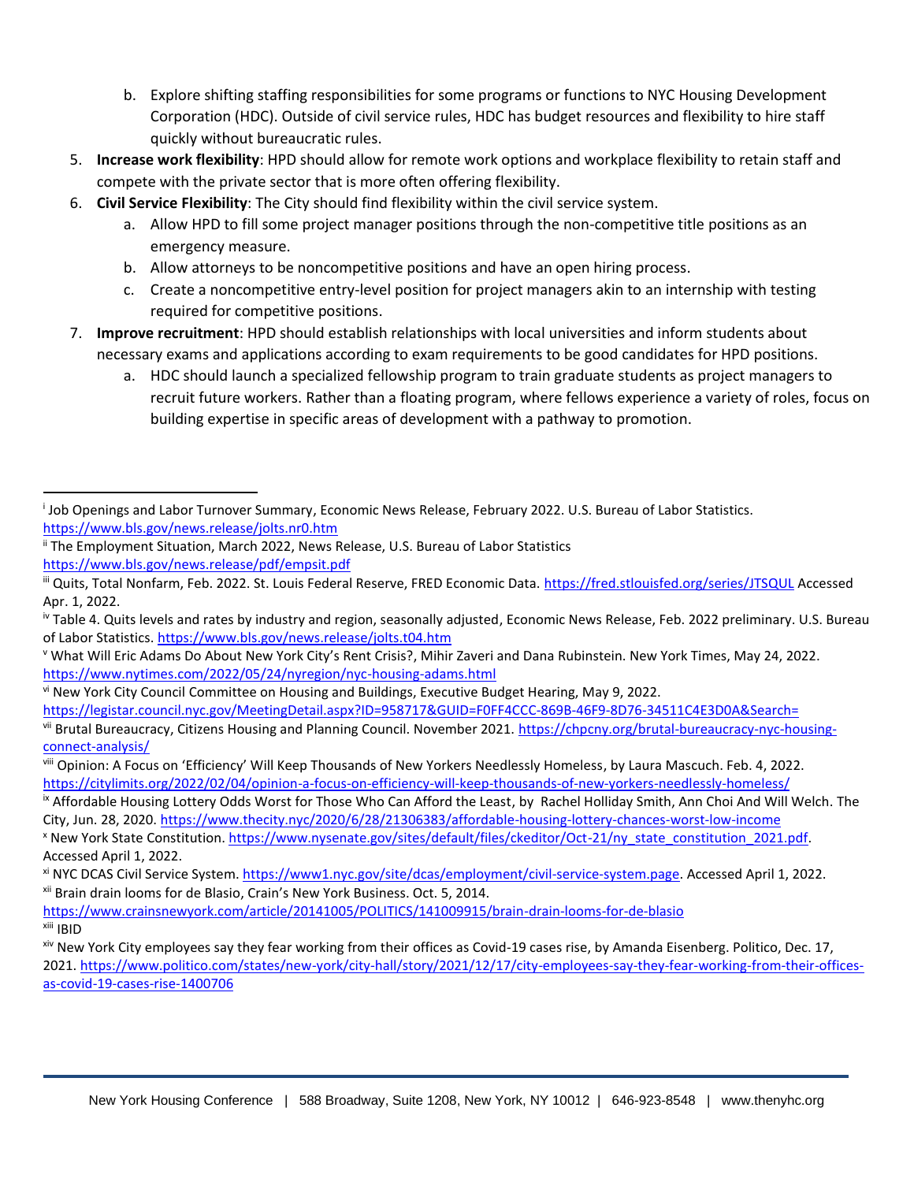b. Explore shifting staffing responsibilities for some programs or functions to NYC Housing Development Corporation (HDC). Outside of civil service rules, HDC has budget resources and flexibility to hire staff quickly without bureaucratic rules.

5. **Increase work flexibility**: HPD should allow for remote work options and workplace flexibility to retain staff and compete with the private sector that is more often offering flexibility.
6. **Civil Service Flexibility**: The City should find flexibility within the civil service system.
    a. Allow HPD to fill some project manager positions through the non-competitive title positions as an emergency measure.
    b. Allow attorneys to be noncompetitive positions and have an open hiring process.
    c. Create a noncompetitive entry-level position for project managers akin to an internship with testing required for competitive positions.
7. **Improve recruitment**: HPD should establish relationships with local universities and inform students about necessary exams and applications according to exam requirements to be good candidates for HPD positions.
    a. HDC should launch a specialized fellowship program to train graduate students as project managers to recruit future workers. Rather than a floating program, where fellows experience a variety of roles, focus on building expertise in specific areas of development with a pathway to promotion.

---

[i] Job Openings and Labor Turnover Summary, Economic News Release, February 2022. U.S. Bureau of Labor Statistics. https://www.bls.gov/news.release/jolts.nr0.htm

[ii] The Employment Situation, March 2022, News Release, U.S. Bureau of Labor Statistics https://www.bls.gov/news.release/pdf/empsit.pdf

[iii] Quits, Total Nonfarm, Feb. 2022. St. Louis Federal Reserve, FRED Economic Data. https://fred.stlouisfed.org/series/JTSQUL Accessed Apr. 1, 2022.

[iv] Table 4. Quits levels and rates by industry and region, seasonally adjusted, Economic News Release, Feb. 2022 preliminary. U.S. Bureau of Labor Statistics. https://www.bls.gov/news.release/jolts.t04.htm

[v] What Will Eric Adams Do About New York City's Rent Crisis?, Mihir Zaveri and Dana Rubinstein. New York Times, May 24, 2022. https://www.nytimes.com/2022/05/24/nyregion/nyc-housing-adams.html

[vi] New York City Council Committee on Housing and Buildings, Executive Budget Hearing, May 9, 2022. https://legistar.council.nyc.gov/MeetingDetail.aspx?ID=958717&GUID=F0FF4CCC-869B-46F9-8D76-34511C4E3D0A&Search=

[vii] Brutal Bureaucracy, Citizens Housing and Planning Council. November 2021. https://chpcny.org/brutal-bureaucracy-nyc-housing-connect-analysis/

[viii] Opinion: A Focus on 'Efficiency' Will Keep Thousands of New Yorkers Needlessly Homeless, by Laura Mascuch. Feb. 4, 2022. https://citylimits.org/2022/02/04/opinion-a-focus-on-efficiency-will-keep-thousands-of-new-yorkers-needlessly-homeless/

[ix] Affordable Housing Lottery Odds Worst for Those Who Can Afford the Least, by Rachel Holliday Smith, Ann Choi And Will Welch. The City, Jun. 28, 2020. https://www.thecity.nyc/2020/6/28/21306383/affordable-housing-lottery-chances-worst-low-income

[x] New York State Constitution. https://www.nysenate.gov/sites/default/files/ckeditor/Oct-21/ny_state_constitution_2021.pdf. Accessed April 1, 2022.

[xi] NYC DCAS Civil Service System. https://www1.nyc.gov/site/dcas/employment/civil-service-system.page. Accessed April 1, 2022.

[xii] Brain drain looms for de Blasio, Crain's New York Business. Oct. 5, 2014. https://www.crainsnewyork.com/article/20141005/POLITICS/141009915/brain-drain-looms-for-de-blasio

[xiii] IBID

[xiv] New York City employees say they fear working from their offices as Covid-19 cases rise, by Amanda Eisenberg. Politico, Dec. 17, 2021. https://www.politico.com/states/new-york/city-hall/story/2021/12/17/city-employees-say-they-fear-working-from-their-offices-as-covid-19-cases-rise-1400706